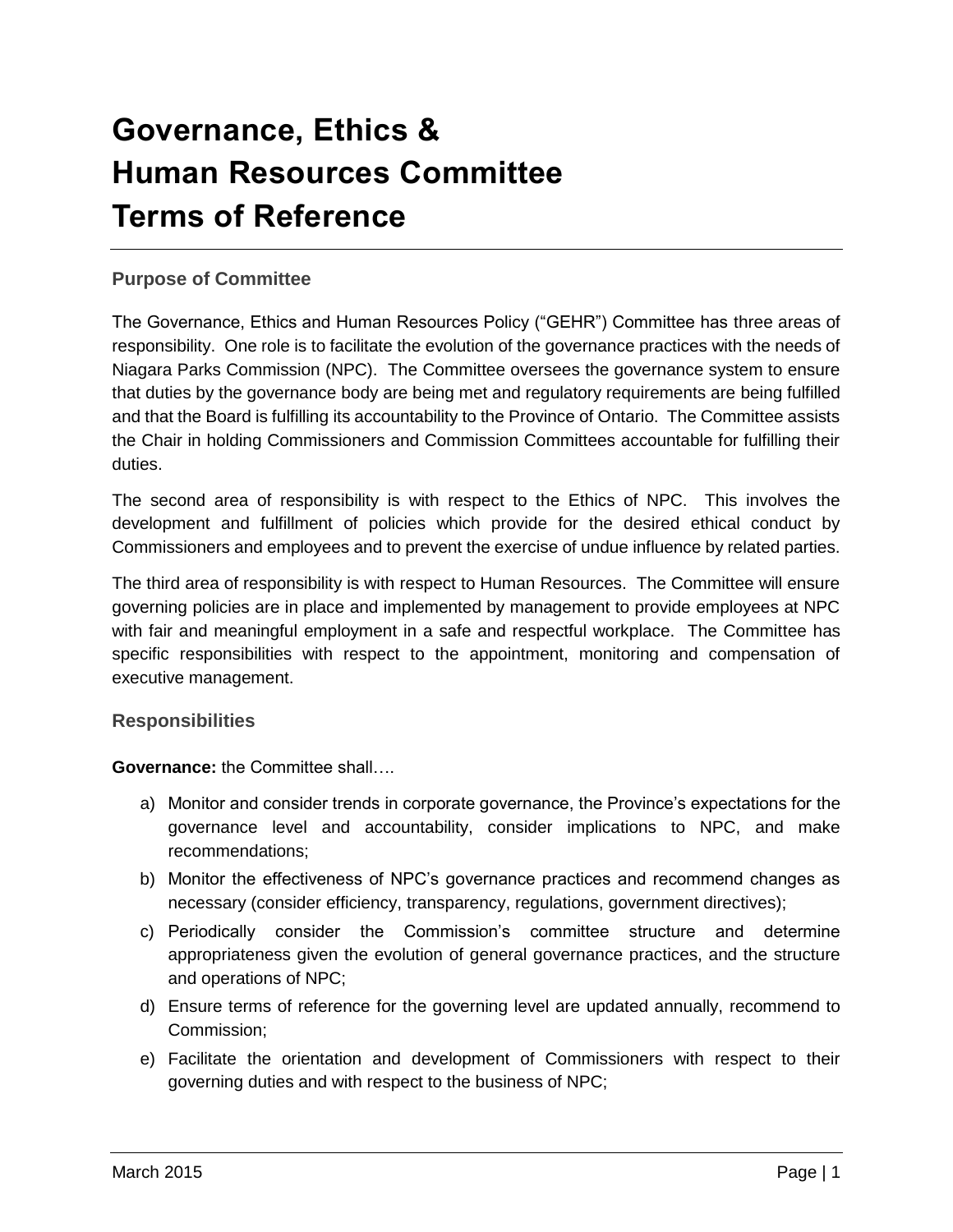# Governance, Ethics & Human Resources Committee Terms of Reference

## Purpose of Committee

The Governance, Ethics and Human Resources Policy ("GEHR") Committee has three areas of responsibility. One role is to facilitate the evolution of the governance practices with the needs of Niagara Parks Commission (NPC). The Committee oversees the governance system to ensure that duties by the governance body are being met and regulatory requirements are being fulfilled and that the Board is fulfilling its accountability to the Province of Ontario. The Committee assists the Chair in holding Commissioners and Commission Committees accountable for fulfilling their duties.

The second area of responsibility is with respect to the Ethics of NPC. This involves the development and fulfillment of policies which provide for the desired ethical conduct by Commissioners and employees and to prevent the exercise of undue influence by related parties.

The third area of responsibility is with respect to Human Resources. The Committee will ensure governing policies are in place and implemented by management to provide employees at NPC with fair and meaningful employment in a safe and respectful workplace. The Committee has specific responsibilities with respect to the appointment, monitoring and compensation of executive management.

## Responsibilities

**Governance:** the Committee shall….

a) Monitor and consider trends in corporate governance, the Province's expectations for the governance level and accountability, consider implications to NPC, and make recommendations;

b) Monitor the effectiveness of NPC's governance practices and recommend changes as necessary (consider efficiency, transparency, regulations, government directives);

c) Periodically consider the Commission's committee structure and determine appropriateness given the evolution of general governance practices, and the structure and operations of NPC;

d) Ensure terms of reference for the governing level are updated annually, recommend to Commission;

e) Facilitate the orientation and development of Commissioners with respect to their governing duties and with respect to the business of NPC;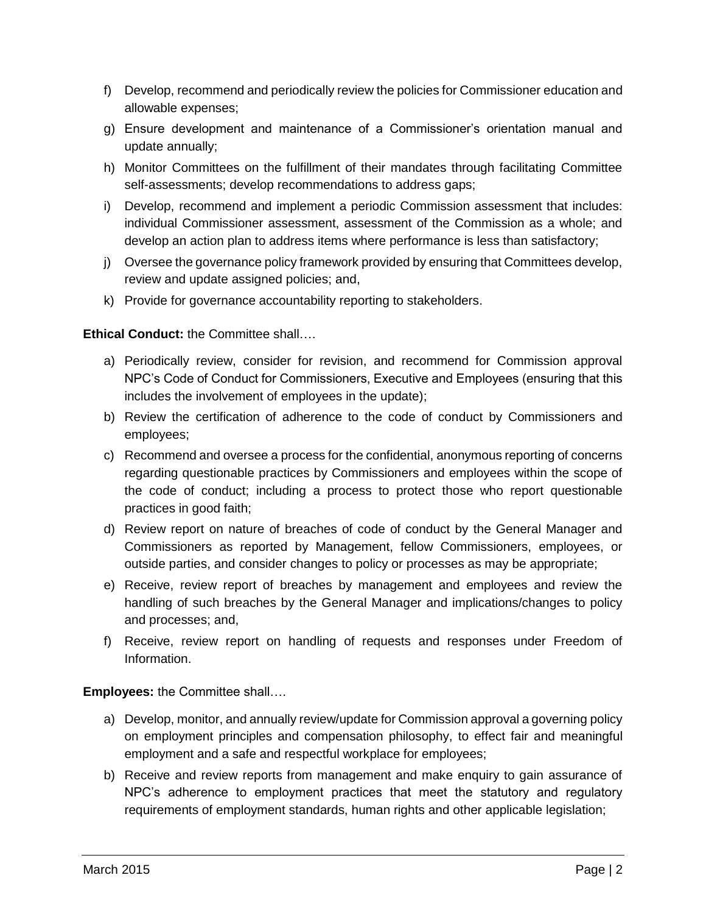f) Develop, recommend and periodically review the policies for Commissioner education and allowable expenses;

g) Ensure development and maintenance of a Commissioner's orientation manual and update annually;

h) Monitor Committees on the fulfillment of their mandates through facilitating Committee self-assessments; develop recommendations to address gaps;

i) Develop, recommend and implement a periodic Commission assessment that includes: individual Commissioner assessment, assessment of the Commission as a whole; and develop an action plan to address items where performance is less than satisfactory;

j) Oversee the governance policy framework provided by ensuring that Committees develop, review and update assigned policies; and,

k) Provide for governance accountability reporting to stakeholders.

**Ethical Conduct:** the Committee shall….

a) Periodically review, consider for revision, and recommend for Commission approval NPC's Code of Conduct for Commissioners, Executive and Employees (ensuring that this includes the involvement of employees in the update);

b) Review the certification of adherence to the code of conduct by Commissioners and employees;

c) Recommend and oversee a process for the confidential, anonymous reporting of concerns regarding questionable practices by Commissioners and employees within the scope of the code of conduct; including a process to protect those who report questionable practices in good faith;

d) Review report on nature of breaches of code of conduct by the General Manager and Commissioners as reported by Management, fellow Commissioners, employees, or outside parties, and consider changes to policy or processes as may be appropriate;

e) Receive, review report of breaches by management and employees and review the handling of such breaches by the General Manager and implications/changes to policy and processes; and,

f) Receive, review report on handling of requests and responses under Freedom of Information.

**Employees:** the Committee shall….

a) Develop, monitor, and annually review/update for Commission approval a governing policy on employment principles and compensation philosophy, to effect fair and meaningful employment and a safe and respectful workplace for employees;

b) Receive and review reports from management and make enquiry to gain assurance of NPC's adherence to employment practices that meet the statutory and regulatory requirements of employment standards, human rights and other applicable legislation;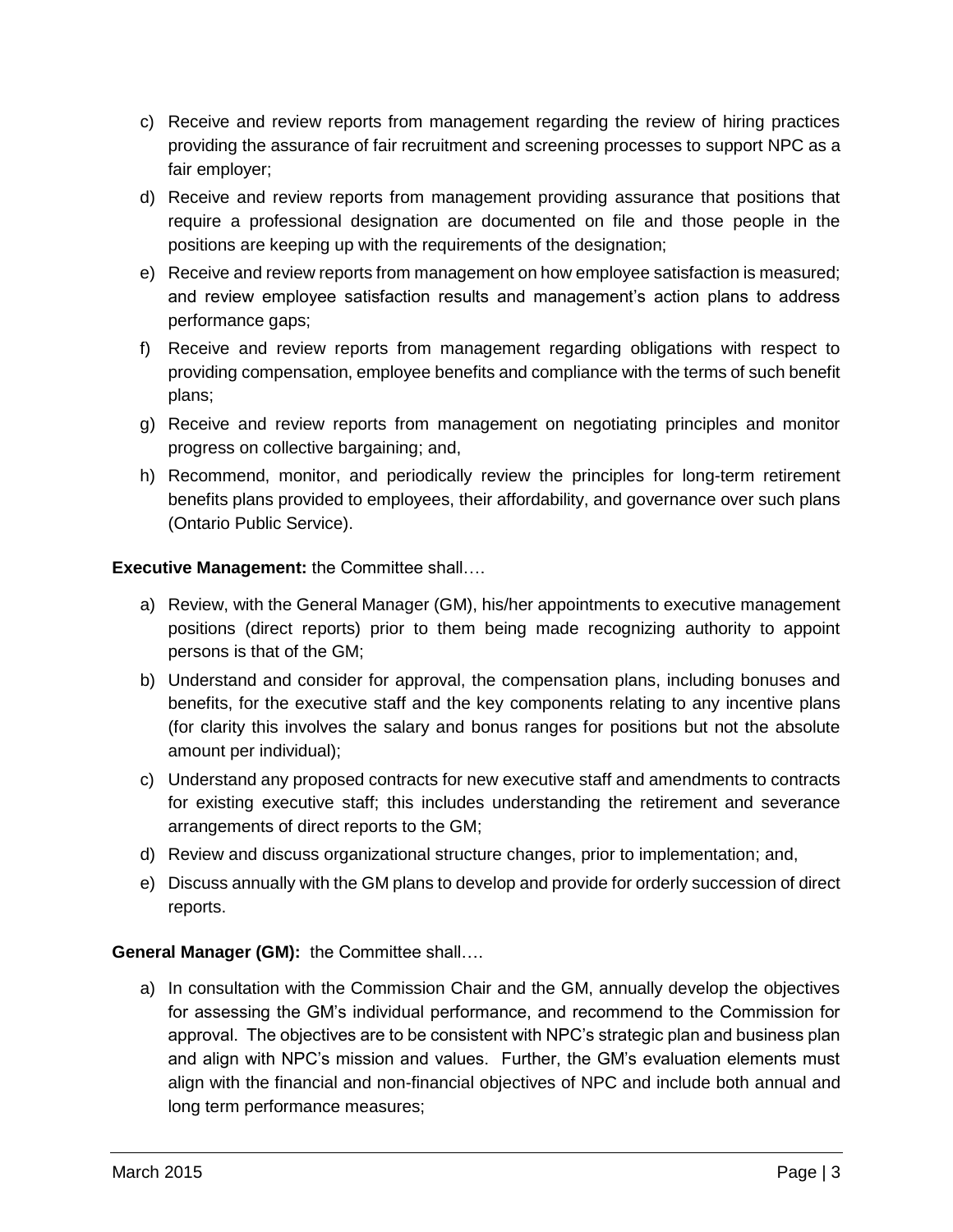c) Receive and review reports from management regarding the review of hiring practices providing the assurance of fair recruitment and screening processes to support NPC as a fair employer;

d) Receive and review reports from management providing assurance that positions that require a professional designation are documented on file and those people in the positions are keeping up with the requirements of the designation;

e) Receive and review reports from management on how employee satisfaction is measured; and review employee satisfaction results and management's action plans to address performance gaps;

f) Receive and review reports from management regarding obligations with respect to providing compensation, employee benefits and compliance with the terms of such benefit plans;

g) Receive and review reports from management on negotiating principles and monitor progress on collective bargaining; and,

h) Recommend, monitor, and periodically review the principles for long-term retirement benefits plans provided to employees, their affordability, and governance over such plans (Ontario Public Service).

**Executive Management:** the Committee shall….

a) Review, with the General Manager (GM), his/her appointments to executive management positions (direct reports) prior to them being made recognizing authority to appoint persons is that of the GM;

b) Understand and consider for approval, the compensation plans, including bonuses and benefits, for the executive staff and the key components relating to any incentive plans (for clarity this involves the salary and bonus ranges for positions but not the absolute amount per individual);

c) Understand any proposed contracts for new executive staff and amendments to contracts for existing executive staff; this includes understanding the retirement and severance arrangements of direct reports to the GM;

d) Review and discuss organizational structure changes, prior to implementation; and,

e) Discuss annually with the GM plans to develop and provide for orderly succession of direct reports.

**General Manager (GM):** the Committee shall….

a) In consultation with the Commission Chair and the GM, annually develop the objectives for assessing the GM's individual performance, and recommend to the Commission for approval. The objectives are to be consistent with NPC's strategic plan and business plan and align with NPC's mission and values. Further, the GM's evaluation elements must align with the financial and non-financial objectives of NPC and include both annual and long term performance measures;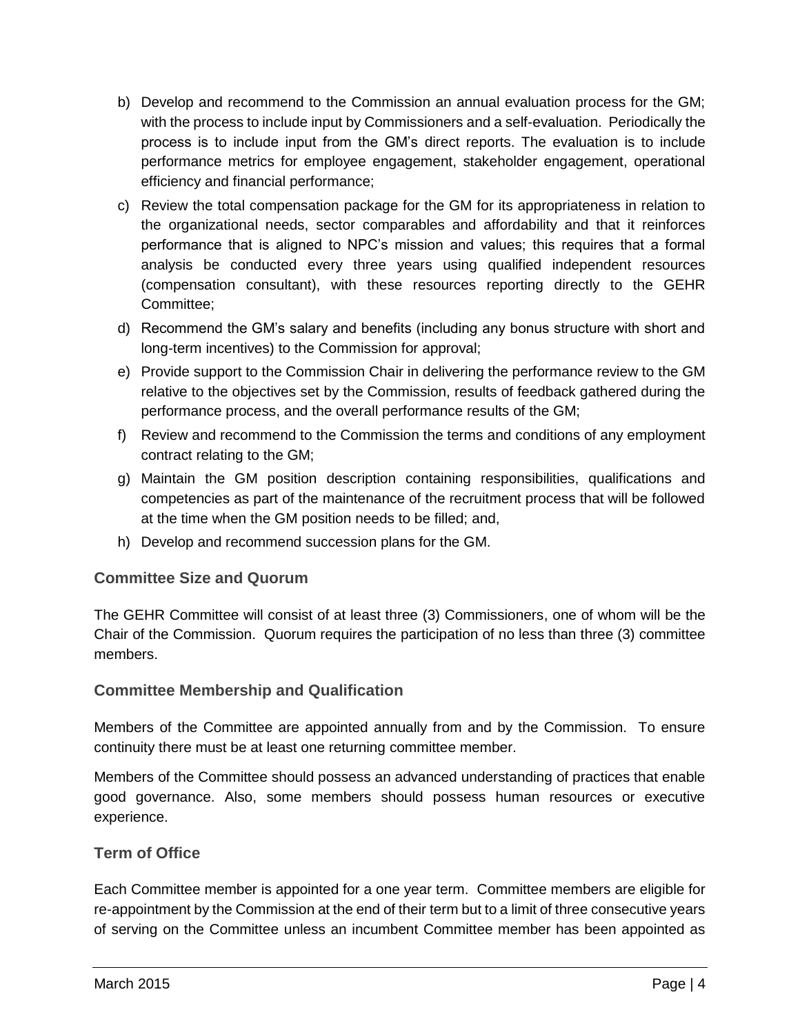b) Develop and recommend to the Commission an annual evaluation process for the GM; with the process to include input by Commissioners and a self-evaluation. Periodically the process is to include input from the GM's direct reports. The evaluation is to include performance metrics for employee engagement, stakeholder engagement, operational efficiency and financial performance;

c) Review the total compensation package for the GM for its appropriateness in relation to the organizational needs, sector comparables and affordability and that it reinforces performance that is aligned to NPC's mission and values; this requires that a formal analysis be conducted every three years using qualified independent resources (compensation consultant), with these resources reporting directly to the GEHR Committee;

d) Recommend the GM's salary and benefits (including any bonus structure with short and long-term incentives) to the Commission for approval;

e) Provide support to the Commission Chair in delivering the performance review to the GM relative to the objectives set by the Commission, results of feedback gathered during the performance process, and the overall performance results of the GM;

f) Review and recommend to the Commission the terms and conditions of any employment contract relating to the GM;

g) Maintain the GM position description containing responsibilities, qualifications and competencies as part of the maintenance of the recruitment process that will be followed at the time when the GM position needs to be filled; and,

h) Develop and recommend succession plans for the GM.

### Committee Size and Quorum

The GEHR Committee will consist of at least three (3) Commissioners, one of whom will be the Chair of the Commission. Quorum requires the participation of no less than three (3) committee members.

### Committee Membership and Qualification

Members of the Committee are appointed annually from and by the Commission. To ensure continuity there must be at least one returning committee member.

Members of the Committee should possess an advanced understanding of practices that enable good governance. Also, some members should possess human resources or executive experience.

### Term of Office

Each Committee member is appointed for a one year term. Committee members are eligible for re-appointment by the Commission at the end of their term but to a limit of three consecutive years of serving on the Committee unless an incumbent Committee member has been appointed as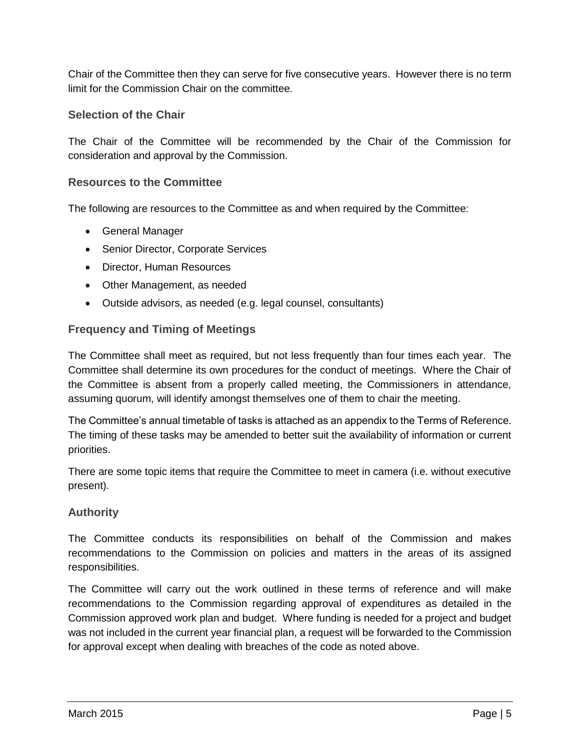Chair of the Committee then they can serve for five consecutive years. However there is no term limit for the Commission Chair on the committee.

### Selection of the Chair

The Chair of the Committee will be recommended by the Chair of the Commission for consideration and approval by the Commission.

### Resources to the Committee

The following are resources to the Committee as and when required by the Committee:

- General Manager
- Senior Director, Corporate Services
- Director, Human Resources
- Other Management, as needed
- Outside advisors, as needed (e.g. legal counsel, consultants)

### Frequency and Timing of Meetings

The Committee shall meet as required, but not less frequently than four times each year. The Committee shall determine its own procedures for the conduct of meetings. Where the Chair of the Committee is absent from a properly called meeting, the Commissioners in attendance, assuming quorum, will identify amongst themselves one of them to chair the meeting.

The Committee's annual timetable of tasks is attached as an appendix to the Terms of Reference. The timing of these tasks may be amended to better suit the availability of information or current priorities.

There are some topic items that require the Committee to meet in camera (i.e. without executive present).

### Authority

The Committee conducts its responsibilities on behalf of the Commission and makes recommendations to the Commission on policies and matters in the areas of its assigned responsibilities.

The Committee will carry out the work outlined in these terms of reference and will make recommendations to the Commission regarding approval of expenditures as detailed in the Commission approved work plan and budget. Where funding is needed for a project and budget was not included in the current year financial plan, a request will be forwarded to the Commission for approval except when dealing with breaches of the code as noted above.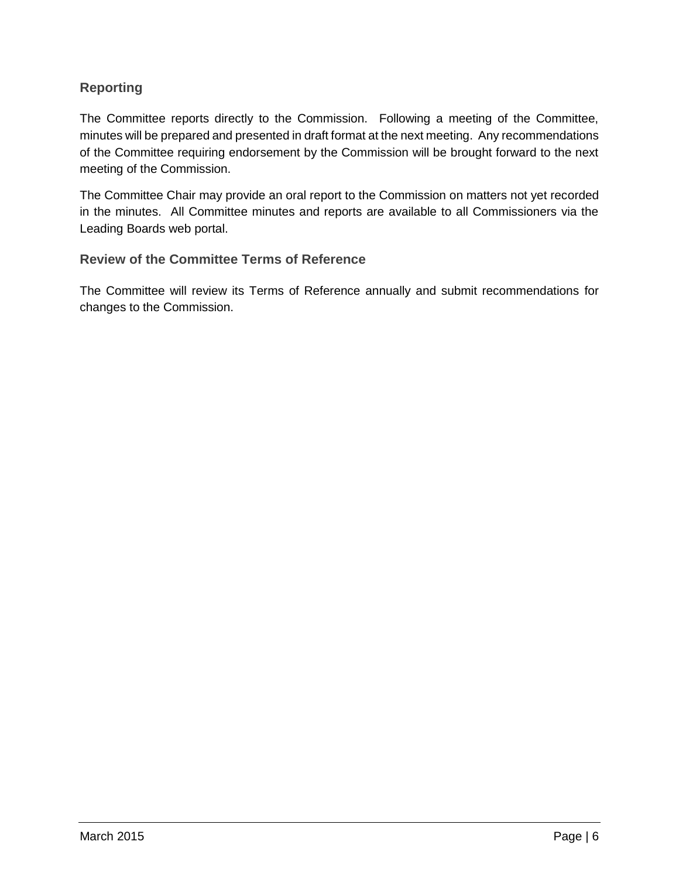## Reporting

The Committee reports directly to the Commission. Following a meeting of the Committee, minutes will be prepared and presented in draft format at the next meeting. Any recommendations of the Committee requiring endorsement by the Commission will be brought forward to the next meeting of the Commission.

The Committee Chair may provide an oral report to the Commission on matters not yet recorded in the minutes. All Committee minutes and reports are available to all Commissioners via the Leading Boards web portal.

## Review of the Committee Terms of Reference

The Committee will review its Terms of Reference annually and submit recommendations for changes to the Commission.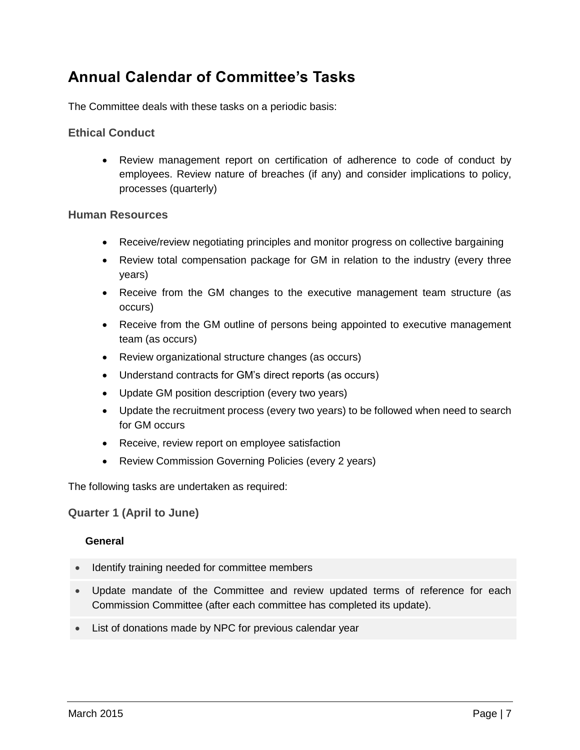## Annual Calendar of Committee's Tasks

The Committee deals with these tasks on a periodic basis:

### Ethical Conduct

- Review management report on certification of adherence to code of conduct by employees. Review nature of breaches (if any) and consider implications to policy, processes (quarterly)

### Human Resources

- Receive/review negotiating principles and monitor progress on collective bargaining
- Review total compensation package for GM in relation to the industry (every three years)
- Receive from the GM changes to the executive management team structure (as occurs)
- Receive from the GM outline of persons being appointed to executive management team (as occurs)
- Review organizational structure changes (as occurs)
- Understand contracts for GM's direct reports (as occurs)
- Update GM position description (every two years)
- Update the recruitment process (every two years) to be followed when need to search for GM occurs
- Receive, review report on employee satisfaction
- Review Commission Governing Policies (every 2 years)

The following tasks are undertaken as required:

### Quarter 1 (April to June)

#### General

- Identify training needed for committee members
- Update mandate of the Committee and review updated terms of reference for each Commission Committee (after each committee has completed its update).
- List of donations made by NPC for previous calendar year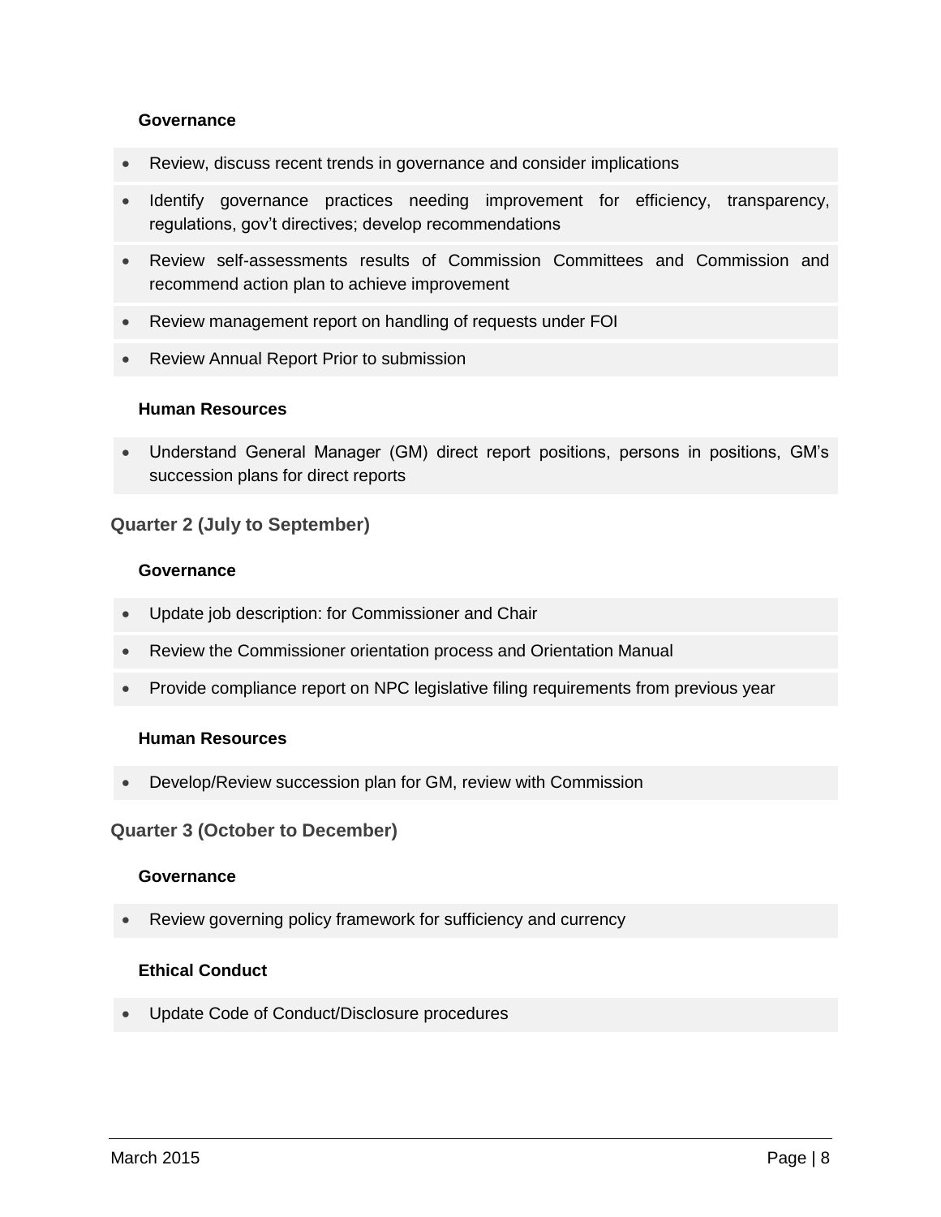#### Governance

- Review, discuss recent trends in governance and consider implications
- Identify governance practices needing improvement for efficiency, transparency, regulations, gov't directives; develop recommendations
- Review self-assessments results of Commission Committees and Commission and recommend action plan to achieve improvement
- Review management report on handling of requests under FOI
- Review Annual Report Prior to submission

#### Human Resources

- Understand General Manager (GM) direct report positions, persons in positions, GM's succession plans for direct reports

### Quarter 2 (July to September)

#### Governance

- Update job description: for Commissioner and Chair
- Review the Commissioner orientation process and Orientation Manual
- Provide compliance report on NPC legislative filing requirements from previous year

#### Human Resources

- Develop/Review succession plan for GM, review with Commission

### Quarter 3 (October to December)

#### Governance

- Review governing policy framework for sufficiency and currency

#### Ethical Conduct

- Update Code of Conduct/Disclosure procedures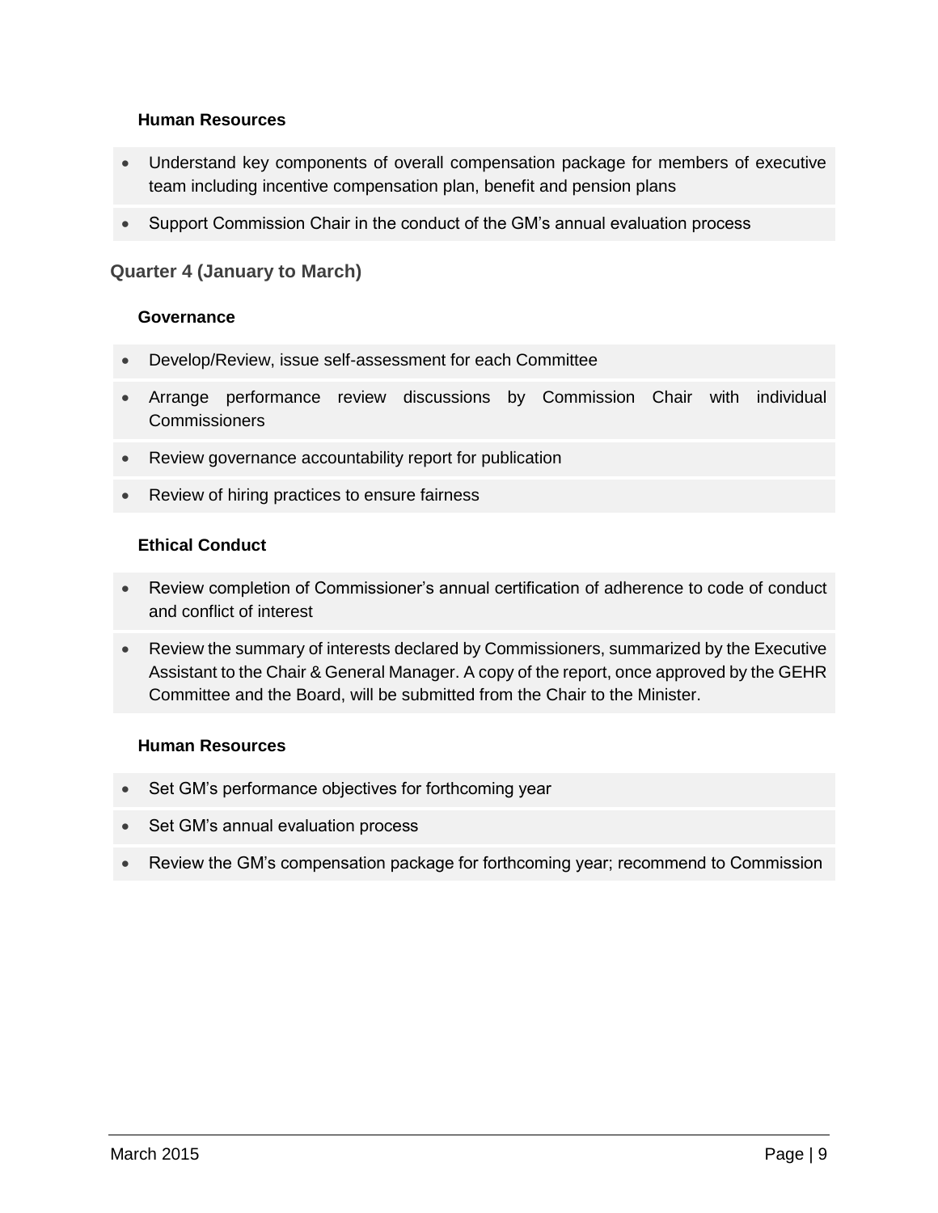#### Human Resources

- Understand key components of overall compensation package for members of executive team including incentive compensation plan, benefit and pension plans
- Support Commission Chair in the conduct of the GM's annual evaluation process

### Quarter 4 (January to March)

#### Governance

- Develop/Review, issue self-assessment for each Committee
- Arrange performance review discussions by Commission Chair with individual Commissioners
- Review governance accountability report for publication
- Review of hiring practices to ensure fairness

#### Ethical Conduct

- Review completion of Commissioner's annual certification of adherence to code of conduct and conflict of interest
- Review the summary of interests declared by Commissioners, summarized by the Executive Assistant to the Chair & General Manager. A copy of the report, once approved by the GEHR Committee and the Board, will be submitted from the Chair to the Minister.

#### Human Resources

- Set GM's performance objectives for forthcoming year
- Set GM's annual evaluation process
- Review the GM's compensation package for forthcoming year; recommend to Commission